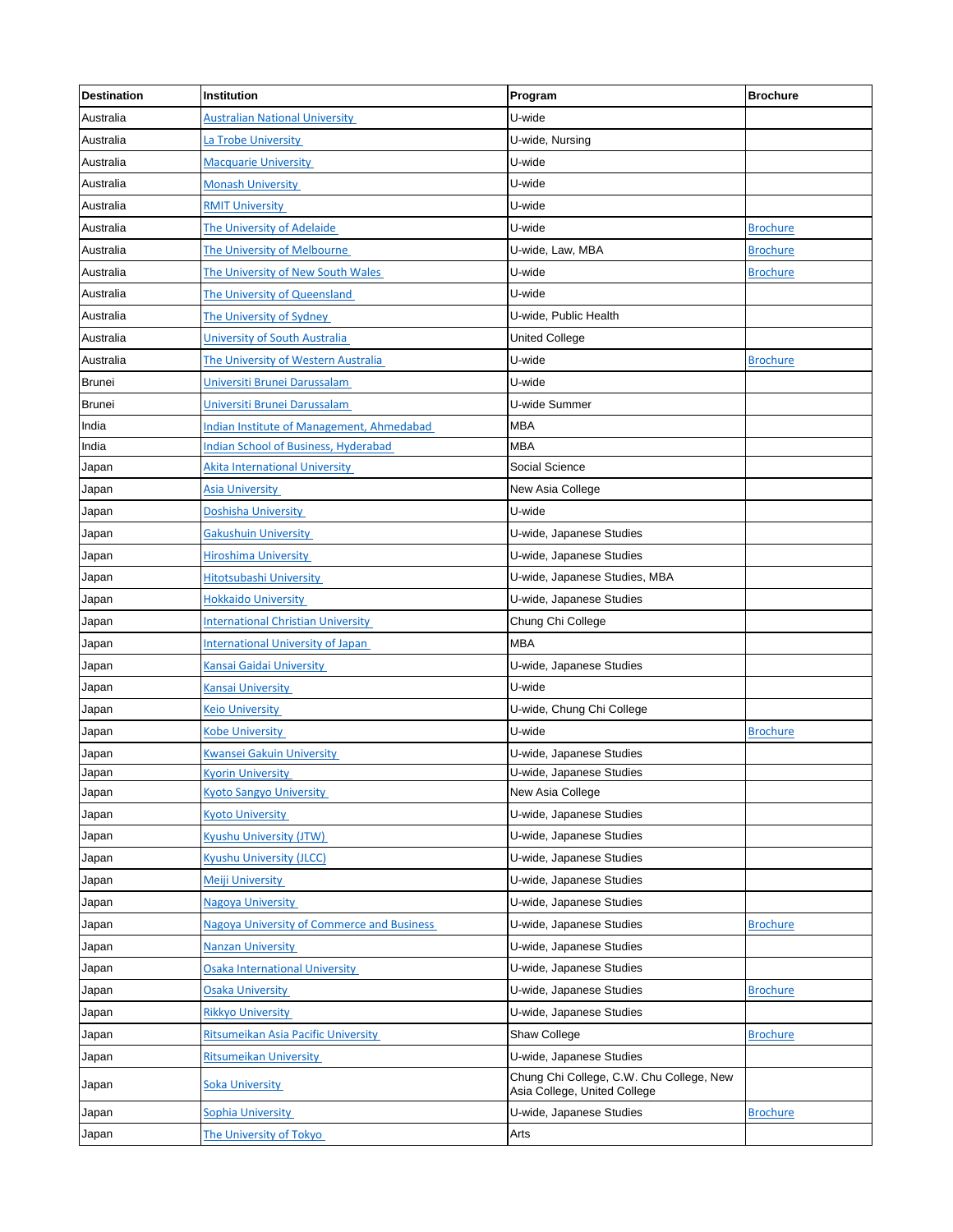| Destination | Institution | Program | Brochure |
|---|---|---|---|
| Australia | Australian National University | U-wide | |
| Australia | La Trobe University | U-wide, Nursing | |
| Australia | Macquarie University | U-wide | |
| Australia | Monash University | U-wide | |
| Australia | RMIT University | U-wide | |
| Australia | The University of Adelaide | U-wide | Brochure |
| Australia | The University of Melbourne | U-wide, Law, MBA | Brochure |
| Australia | The University of New South Wales | U-wide | Brochure |
| Australia | The University of Queensland | U-wide | |
| Australia | The University of Sydney | U-wide, Public Health | |
| Australia | University of South Australia | United College | |
| Australia | The University of Western Australia | U-wide | Brochure |
| Brunei | Universiti Brunei Darussalam | U-wide | |
| Brunei | Universiti Brunei Darussalam | U-wide Summer | |
| India | Indian Institute of Management, Ahmedabad | MBA | |
| India | Indian School of Business, Hyderabad | MBA | |
| Japan | Akita International University | Social Science | |
| Japan | Asia University | New Asia College | |
| Japan | Doshisha University | U-wide | |
| Japan | Gakushuin University | U-wide, Japanese Studies | |
| Japan | Hiroshima University | U-wide, Japanese Studies | |
| Japan | Hitotsubashi University | U-wide, Japanese Studies, MBA | |
| Japan | Hokkaido University | U-wide, Japanese Studies | |
| Japan | International Christian University | Chung Chi College | |
| Japan | International University of Japan | MBA | |
| Japan | Kansai Gaidai University | U-wide, Japanese Studies | |
| Japan | Kansai University | U-wide | |
| Japan | Keio University | U-wide, Chung Chi College | |
| Japan | Kobe University | U-wide | Brochure |
| Japan | Kwansei Gakuin University | U-wide, Japanese Studies | |
| Japan | Kyorin University | U-wide, Japanese Studies | |
| Japan | Kyoto Sangyo University | New Asia College | |
| Japan | Kyoto University | U-wide, Japanese Studies | |
| Japan | Kyushu University (JTW) | U-wide, Japanese Studies | |
| Japan | Kyushu University (JLCC) | U-wide, Japanese Studies | |
| Japan | Meiji University | U-wide, Japanese Studies | |
| Japan | Nagoya University | U-wide, Japanese Studies | |
| Japan | Nagoya University of Commerce and Business | U-wide, Japanese Studies | Brochure |
| Japan | Nanzan University | U-wide, Japanese Studies | |
| Japan | Osaka International University | U-wide, Japanese Studies | |
| Japan | Osaka University | U-wide, Japanese Studies | Brochure |
| Japan | Rikkyo University | U-wide, Japanese Studies | |
| Japan | Ritsumeikan Asia Pacific University | Shaw College | Brochure |
| Japan | Ritsumeikan University | U-wide, Japanese Studies | |
| Japan | Soka University | Chung Chi College, C.W. Chu College, New Asia College, United College | |
| Japan | Sophia University | U-wide, Japanese Studies | Brochure |
| Japan | The University of Tokyo | Arts | |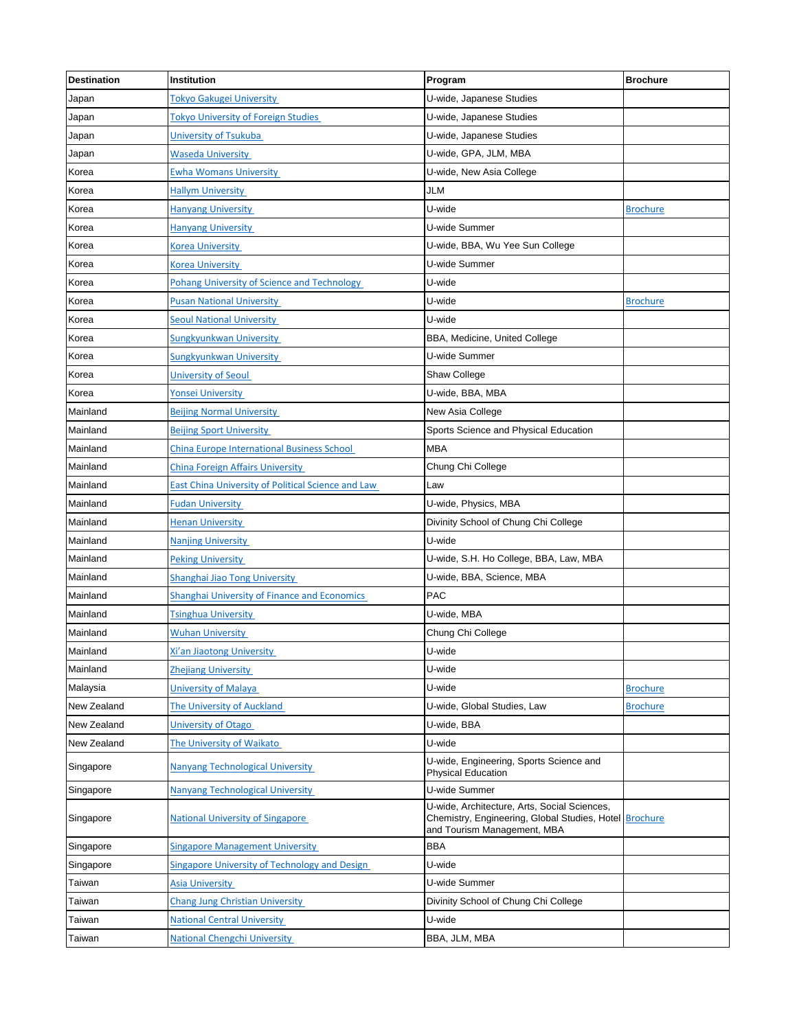| Destination | Institution | Program | Brochure |
| --- | --- | --- | --- |
| Japan | Tokyo Gakugei University | U-wide, Japanese Studies | |
| Japan | Tokyo University of Foreign Studies | U-wide, Japanese Studies | |
| Japan | University of Tsukuba | U-wide, Japanese Studies | |
| Japan | Waseda University | U-wide, GPA, JLM, MBA | |
| Korea | Ewha Womans University | U-wide, New Asia College | |
| Korea | Hallym University | JLM | |
| Korea | Hanyang University | U-wide | Brochure |
| Korea | Hanyang University | U-wide Summer | |
| Korea | Korea University | U-wide, BBA, Wu Yee Sun College | |
| Korea | Korea University | U-wide Summer | |
| Korea | Pohang University of Science and Technology | U-wide | |
| Korea | Pusan National University | U-wide | Brochure |
| Korea | Seoul National University | U-wide | |
| Korea | Sungkyunkwan University | BBA, Medicine, United College | |
| Korea | Sungkyunkwan University | U-wide Summer | |
| Korea | University of Seoul | Shaw College | |
| Korea | Yonsei University | U-wide, BBA, MBA | |
| Mainland | Beijing Normal University | New Asia College | |
| Mainland | Beijing Sport University | Sports Science and Physical Education | |
| Mainland | China Europe International Business School | MBA | |
| Mainland | China Foreign Affairs University | Chung Chi College | |
| Mainland | East China University of Political Science and Law | Law | |
| Mainland | Fudan University | U-wide, Physics, MBA | |
| Mainland | Henan University | Divinity School of Chung Chi College | |
| Mainland | Nanjing University | U-wide | |
| Mainland | Peking University | U-wide, S.H. Ho College, BBA, Law, MBA | |
| Mainland | Shanghai Jiao Tong University | U-wide, BBA, Science, MBA | |
| Mainland | Shanghai University of Finance and Economics | PAC | |
| Mainland | Tsinghua University | U-wide, MBA | |
| Mainland | Wuhan University | Chung Chi College | |
| Mainland | Xi'an Jiaotong University | U-wide | |
| Mainland | Zhejiang University | U-wide | |
| Malaysia | University of Malaya | U-wide | Brochure |
| New Zealand | The University of Auckland | U-wide, Global Studies, Law | Brochure |
| New Zealand | University of Otago | U-wide, BBA | |
| New Zealand | The University of Waikato | U-wide | |
| Singapore | Nanyang Technological University | U-wide, Engineering, Sports Science and Physical Education | |
| Singapore | Nanyang Technological University | U-wide Summer | |
| Singapore | National University of Singapore | U-wide, Architecture, Arts, Social Sciences, Chemistry, Engineering, Global Studies, Hotel and Tourism Management, MBA | Brochure |
| Singapore | Singapore Management University | BBA | |
| Singapore | Singapore University of Technology and Design | U-wide | |
| Taiwan | Asia University | U-wide Summer | |
| Taiwan | Chang Jung Christian University | Divinity School of Chung Chi College | |
| Taiwan | National Central University | U-wide | |
| Taiwan | National Chengchi University | BBA, JLM, MBA | |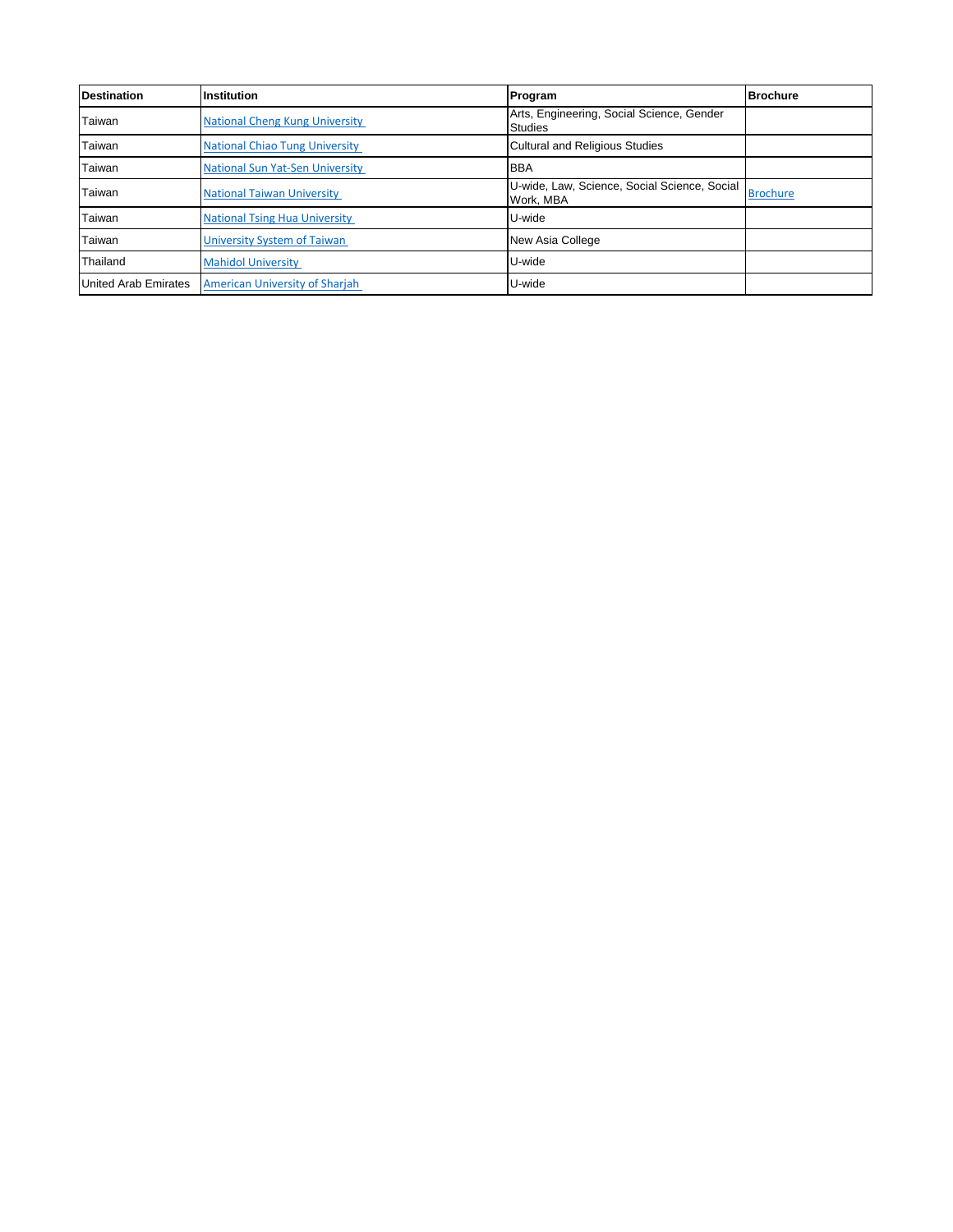| Destination | Institution | Program | Brochure |
| --- | --- | --- | --- |
| Taiwan | National Cheng Kung University | Arts, Engineering, Social Science, Gender Studies | |
| Taiwan | National Chiao Tung University | Cultural and Religious Studies | |
| Taiwan | National Sun Yat-Sen University | BBA | |
| Taiwan | National Taiwan University | U-wide, Law, Science, Social Science, Social Work, MBA | Brochure |
| Taiwan | National Tsing Hua University | U-wide | |
| Taiwan | University System of Taiwan | New Asia College | |
| Thailand | Mahidol University | U-wide | |
| United Arab Emirates | American University of Sharjah | U-wide | |